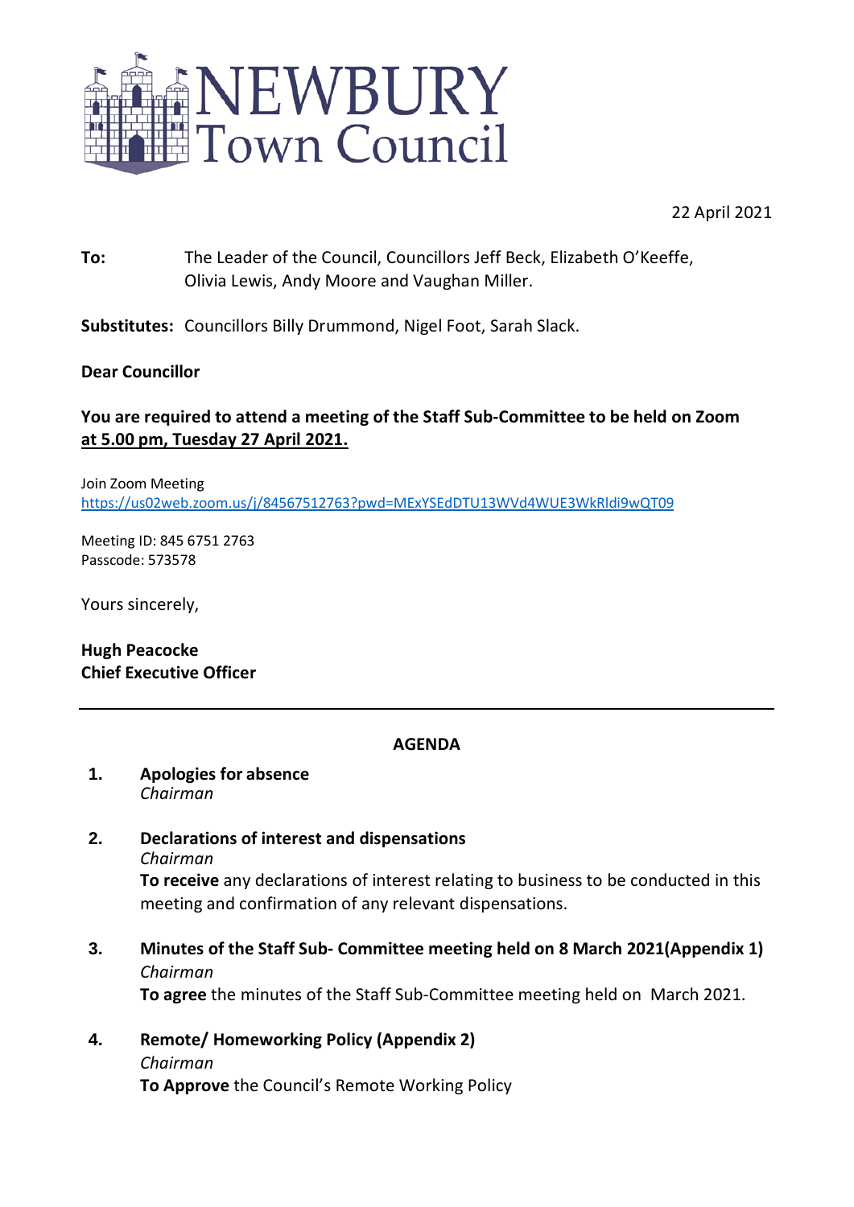# NEWBURY Town Council

22 April 2021

**To:** The Leader of the Council, Councillors Jeff Beck, Elizabeth O'Keeffe, Olivia Lewis, Andy Moore and Vaughan Miller.

**Substitutes:** Councillors Billy Drummond, Nigel Foot, Sarah Slack.

**Dear Councillor**

**You are required to attend a meeting of the Staff Sub-Committee to be held on Zoom <u>at 5.00 pm, Tuesday 27 April 2021.</u>**

Join Zoom Meeting
https://us02web.zoom.us/j/84567512763?pwd=MExYSEdDTU13WVd4WUE3WkRldi9wQT09

Meeting ID: 845 6751 2763
Passcode: 573578

Yours sincerely,

**Hugh Peacocke**
**Chief Executive Officer**

---

## AGENDA

1. **Apologies for absence**
   *Chairman*

2. **Declarations of interest and dispensations**
   *Chairman*
   **To receive** any declarations of interest relating to business to be conducted in this meeting and confirmation of any relevant dispensations.

3. **Minutes of the Staff Sub- Committee meeting held on 8 March 2021(Appendix 1)**
   *Chairman*
   **To agree** the minutes of the Staff Sub-Committee meeting held on March 2021.

4. **Remote/ Homeworking Policy (Appendix 2)**
   *Chairman*
   **To Approve** the Council's Remote Working Policy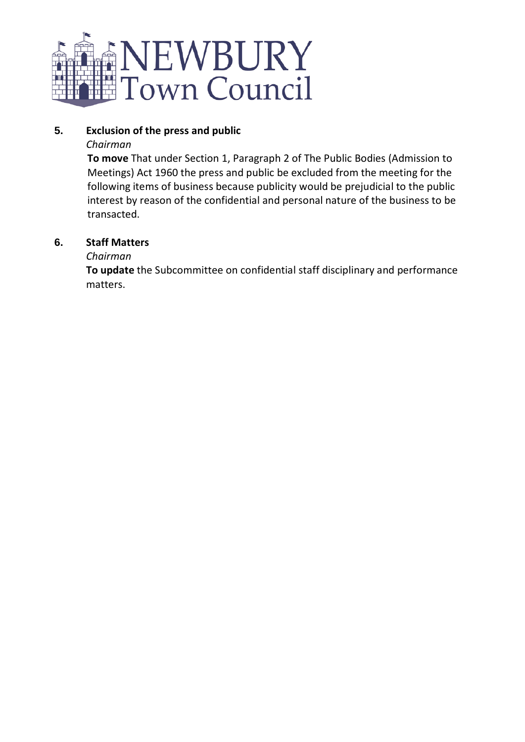**5. Exclusion of the press and public**

*Chairman*

**To move** That under Section 1, Paragraph 2 of The Public Bodies (Admission to Meetings) Act 1960 the press and public be excluded from the meeting for the following items of business because publicity would be prejudicial to the public interest by reason of the confidential and personal nature of the business to be transacted.

**6. Staff Matters**

*Chairman*

**To update** the Subcommittee on confidential staff disciplinary and performance matters.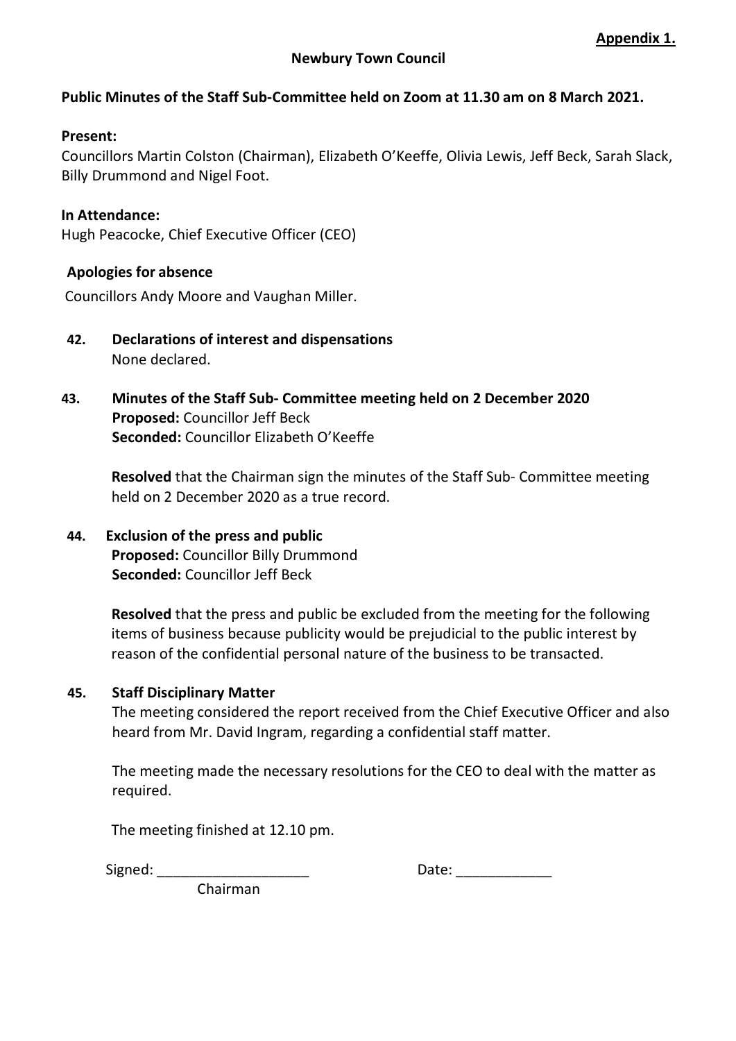**Appendix 1.**

**Newbury Town Council**

**Public Minutes of the Staff Sub-Committee held on Zoom at 11.30 am on 8 March 2021.**

**Present:**
Councillors Martin Colston (Chairman), Elizabeth O'Keeffe, Olivia Lewis, Jeff Beck, Sarah Slack, Billy Drummond and Nigel Foot.

**In Attendance:**
Hugh Peacocke, Chief Executive Officer (CEO)

**Apologies for absence**
Councillors Andy Moore and Vaughan Miller.

**42. Declarations of interest and dispensations**
None declared.

**43. Minutes of the Staff Sub- Committee meeting held on 2 December 2020**
**Proposed:** Councillor Jeff Beck
**Seconded:** Councillor Elizabeth O'Keeffe

**Resolved** that the Chairman sign the minutes of the Staff Sub- Committee meeting held on 2 December 2020 as a true record.

**44. Exclusion of the press and public**
**Proposed:** Councillor Billy Drummond
**Seconded:** Councillor Jeff Beck

**Resolved** that the press and public be excluded from the meeting for the following items of business because publicity would be prejudicial to the public interest by reason of the confidential personal nature of the business to be transacted.

**45. Staff Disciplinary Matter**
The meeting considered the report received from the Chief Executive Officer and also heard from Mr. David Ingram, regarding a confidential staff matter.

The meeting made the necessary resolutions for the CEO to deal with the matter as required.

The meeting finished at 12.10 pm.

Signed: ____________________ Date: ____________
Chairman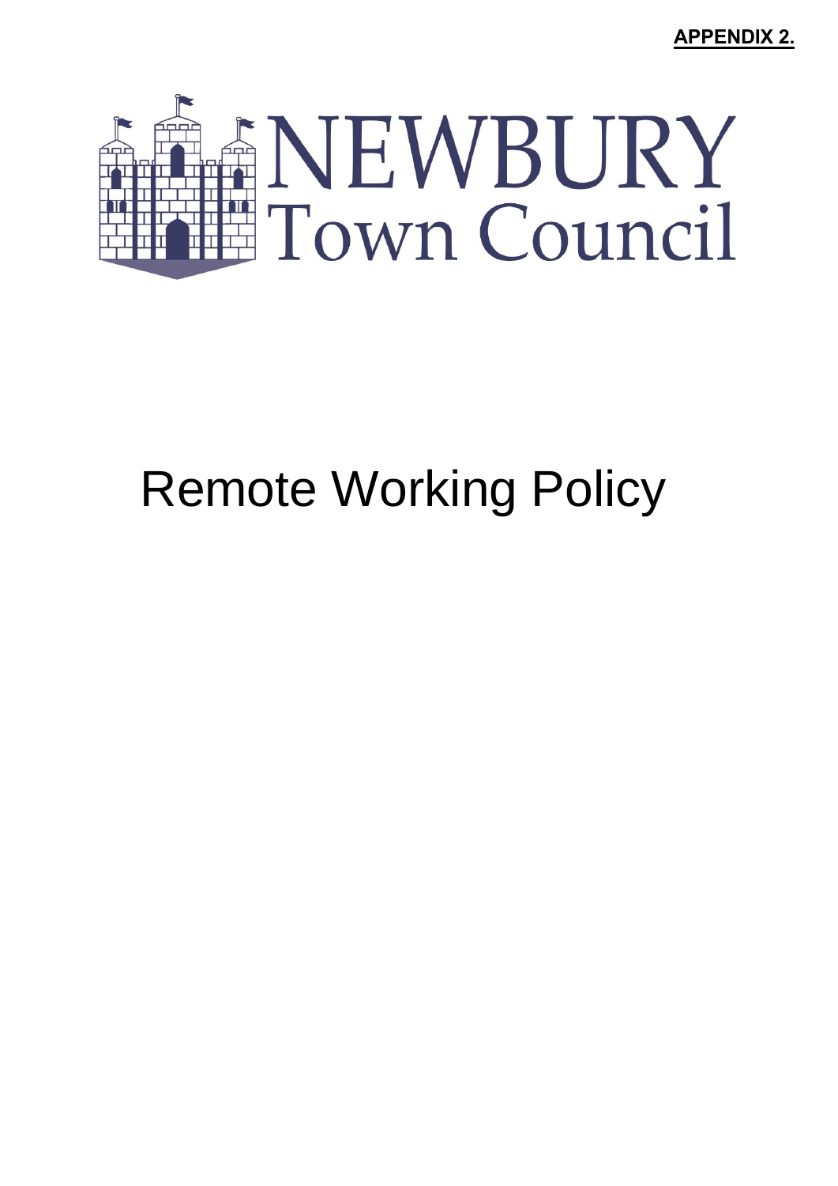**APPENDIX 2.**

NEWBURY
Town Council

# Remote Working Policy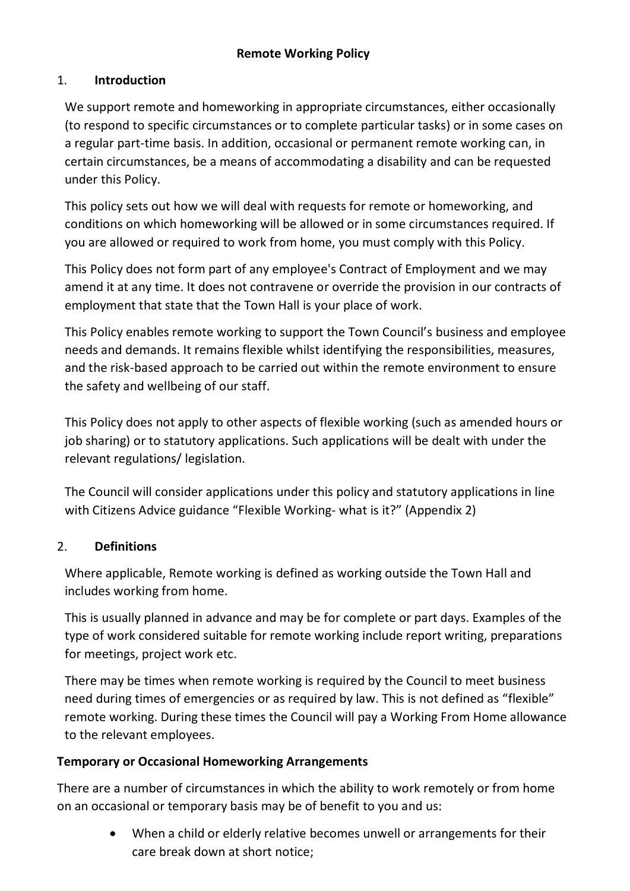## Remote Working Policy

### 1. Introduction

We support remote and homeworking in appropriate circumstances, either occasionally (to respond to specific circumstances or to complete particular tasks) or in some cases on a regular part-time basis. In addition, occasional or permanent remote working can, in certain circumstances, be a means of accommodating a disability and can be requested under this Policy.

This policy sets out how we will deal with requests for remote or homeworking, and conditions on which homeworking will be allowed or in some circumstances required. If you are allowed or required to work from home, you must comply with this Policy.

This Policy does not form part of any employee's Contract of Employment and we may amend it at any time. It does not contravene or override the provision in our contracts of employment that state that the Town Hall is your place of work.

This Policy enables remote working to support the Town Council's business and employee needs and demands. It remains flexible whilst identifying the responsibilities, measures, and the risk-based approach to be carried out within the remote environment to ensure the safety and wellbeing of our staff.

This Policy does not apply to other aspects of flexible working (such as amended hours or job sharing) or to statutory applications. Such applications will be dealt with under the relevant regulations/ legislation.

The Council will consider applications under this policy and statutory applications in line with Citizens Advice guidance "Flexible Working- what is it?" (Appendix 2)

### 2. Definitions

Where applicable, Remote working is defined as working outside the Town Hall and includes working from home.

This is usually planned in advance and may be for complete or part days. Examples of the type of work considered suitable for remote working include report writing, preparations for meetings, project work etc.

There may be times when remote working is required by the Council to meet business need during times of emergencies or as required by law. This is not defined as "flexible" remote working. During these times the Council will pay a Working From Home allowance to the relevant employees.

**Temporary or Occasional Homeworking Arrangements**

There are a number of circumstances in which the ability to work remotely or from home on an occasional or temporary basis may be of benefit to you and us:

- When a child or elderly relative becomes unwell or arrangements for their care break down at short notice;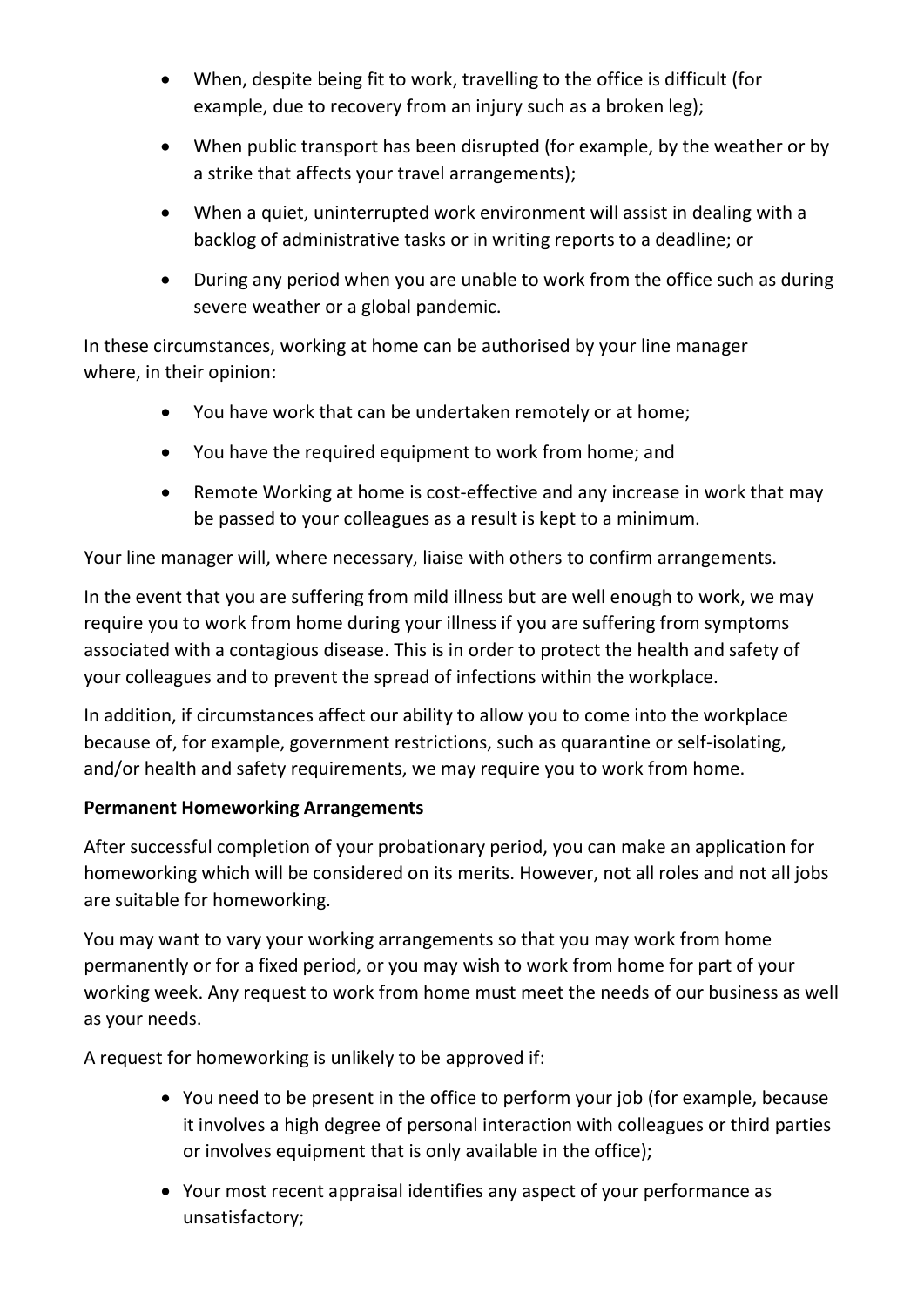- When, despite being fit to work, travelling to the office is difficult (for example, due to recovery from an injury such as a broken leg);
- When public transport has been disrupted (for example, by the weather or by a strike that affects your travel arrangements);
- When a quiet, uninterrupted work environment will assist in dealing with a backlog of administrative tasks or in writing reports to a deadline; or
- During any period when you are unable to work from the office such as during severe weather or a global pandemic.

In these circumstances, working at home can be authorised by your line manager where, in their opinion:

- You have work that can be undertaken remotely or at home;
- You have the required equipment to work from home; and
- Remote Working at home is cost-effective and any increase in work that may be passed to your colleagues as a result is kept to a minimum.

Your line manager will, where necessary, liaise with others to confirm arrangements.

In the event that you are suffering from mild illness but are well enough to work, we may require you to work from home during your illness if you are suffering from symptoms associated with a contagious disease. This is in order to protect the health and safety of your colleagues and to prevent the spread of infections within the workplace.

In addition, if circumstances affect our ability to allow you to come into the workplace because of, for example, government restrictions, such as quarantine or self-isolating, and/or health and safety requirements, we may require you to work from home.

**Permanent Homeworking Arrangements**

After successful completion of your probationary period, you can make an application for homeworking which will be considered on its merits. However, not all roles and not all jobs are suitable for homeworking.

You may want to vary your working arrangements so that you may work from home permanently or for a fixed period, or you may wish to work from home for part of your working week. Any request to work from home must meet the needs of our business as well as your needs.

A request for homeworking is unlikely to be approved if:

- You need to be present in the office to perform your job (for example, because it involves a high degree of personal interaction with colleagues or third parties or involves equipment that is only available in the office);
- Your most recent appraisal identifies any aspect of your performance as unsatisfactory;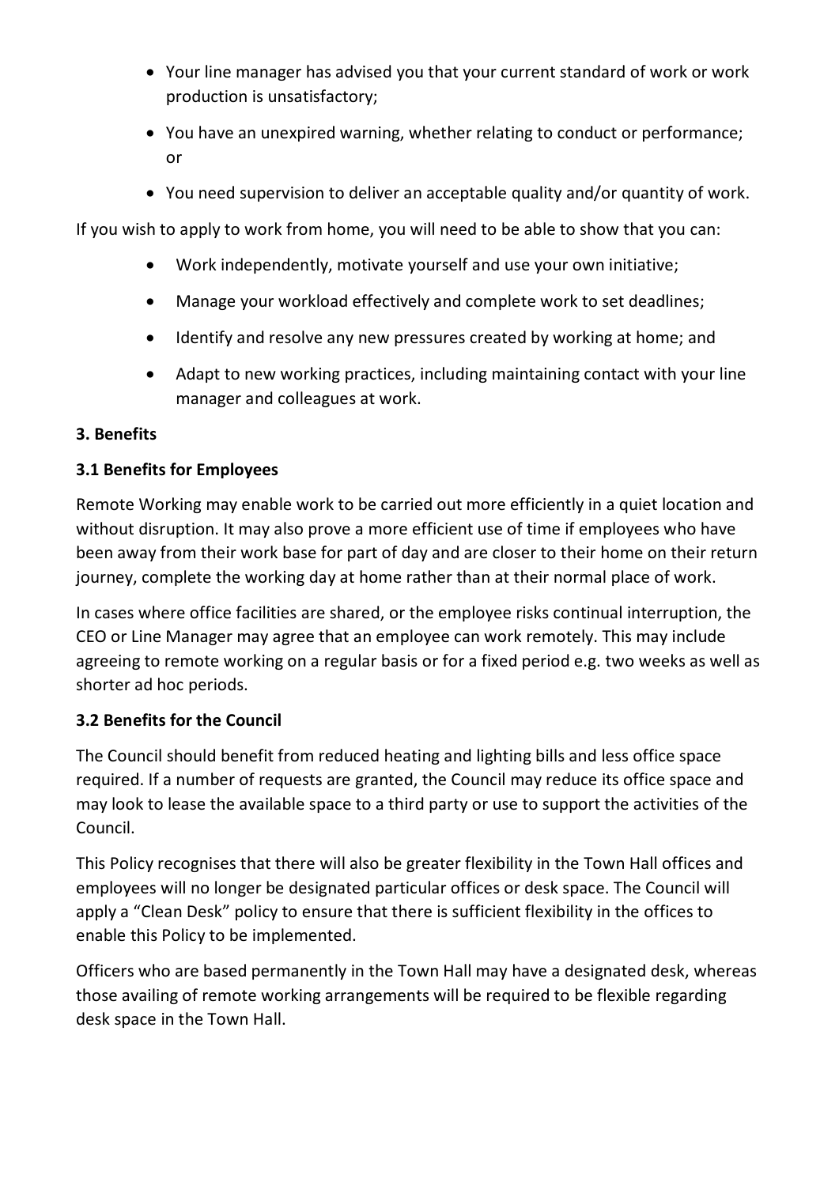- Your line manager has advised you that your current standard of work or work production is unsatisfactory;
- You have an unexpired warning, whether relating to conduct or performance; or
- You need supervision to deliver an acceptable quality and/or quantity of work.

If you wish to apply to work from home, you will need to be able to show that you can:

- Work independently, motivate yourself and use your own initiative;
- Manage your workload effectively and complete work to set deadlines;
- Identify and resolve any new pressures created by working at home; and
- Adapt to new working practices, including maintaining contact with your line manager and colleagues at work.

### 3. Benefits

#### 3.1 Benefits for Employees

Remote Working may enable work to be carried out more efficiently in a quiet location and without disruption. It may also prove a more efficient use of time if employees who have been away from their work base for part of day and are closer to their home on their return journey, complete the working day at home rather than at their normal place of work.

In cases where office facilities are shared, or the employee risks continual interruption, the CEO or Line Manager may agree that an employee can work remotely. This may include agreeing to remote working on a regular basis or for a fixed period e.g. two weeks as well as shorter ad hoc periods.

#### 3.2 Benefits for the Council

The Council should benefit from reduced heating and lighting bills and less office space required. If a number of requests are granted, the Council may reduce its office space and may look to lease the available space to a third party or use to support the activities of the Council.

This Policy recognises that there will also be greater flexibility in the Town Hall offices and employees will no longer be designated particular offices or desk space. The Council will apply a "Clean Desk" policy to ensure that there is sufficient flexibility in the offices to enable this Policy to be implemented.

Officers who are based permanently in the Town Hall may have a designated desk, whereas those availing of remote working arrangements will be required to be flexible regarding desk space in the Town Hall.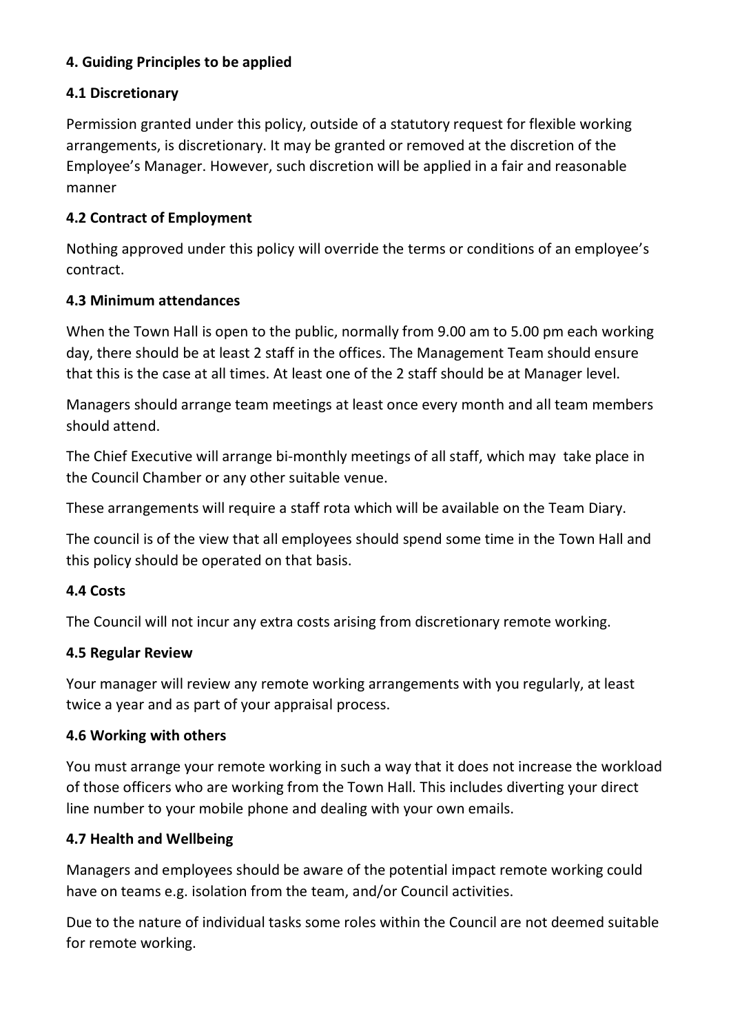## 4. Guiding Principles to be applied

### 4.1 Discretionary

Permission granted under this policy, outside of a statutory request for flexible working arrangements, is discretionary. It may be granted or removed at the discretion of the Employee's Manager. However, such discretion will be applied in a fair and reasonable manner

### 4.2 Contract of Employment

Nothing approved under this policy will override the terms or conditions of an employee's contract.

### 4.3 Minimum attendances

When the Town Hall is open to the public, normally from 9.00 am to 5.00 pm each working day, there should be at least 2 staff in the offices. The Management Team should ensure that this is the case at all times. At least one of the 2 staff should be at Manager level.

Managers should arrange team meetings at least once every month and all team members should attend.

The Chief Executive will arrange bi-monthly meetings of all staff, which may take place in the Council Chamber or any other suitable venue.

These arrangements will require a staff rota which will be available on the Team Diary.

The council is of the view that all employees should spend some time in the Town Hall and this policy should be operated on that basis.

### 4.4 Costs

The Council will not incur any extra costs arising from discretionary remote working.

### 4.5 Regular Review

Your manager will review any remote working arrangements with you regularly, at least twice a year and as part of your appraisal process.

### 4.6 Working with others

You must arrange your remote working in such a way that it does not increase the workload of those officers who are working from the Town Hall. This includes diverting your direct line number to your mobile phone and dealing with your own emails.

### 4.7 Health and Wellbeing

Managers and employees should be aware of the potential impact remote working could have on teams e.g. isolation from the team, and/or Council activities.

Due to the nature of individual tasks some roles within the Council are not deemed suitable for remote working.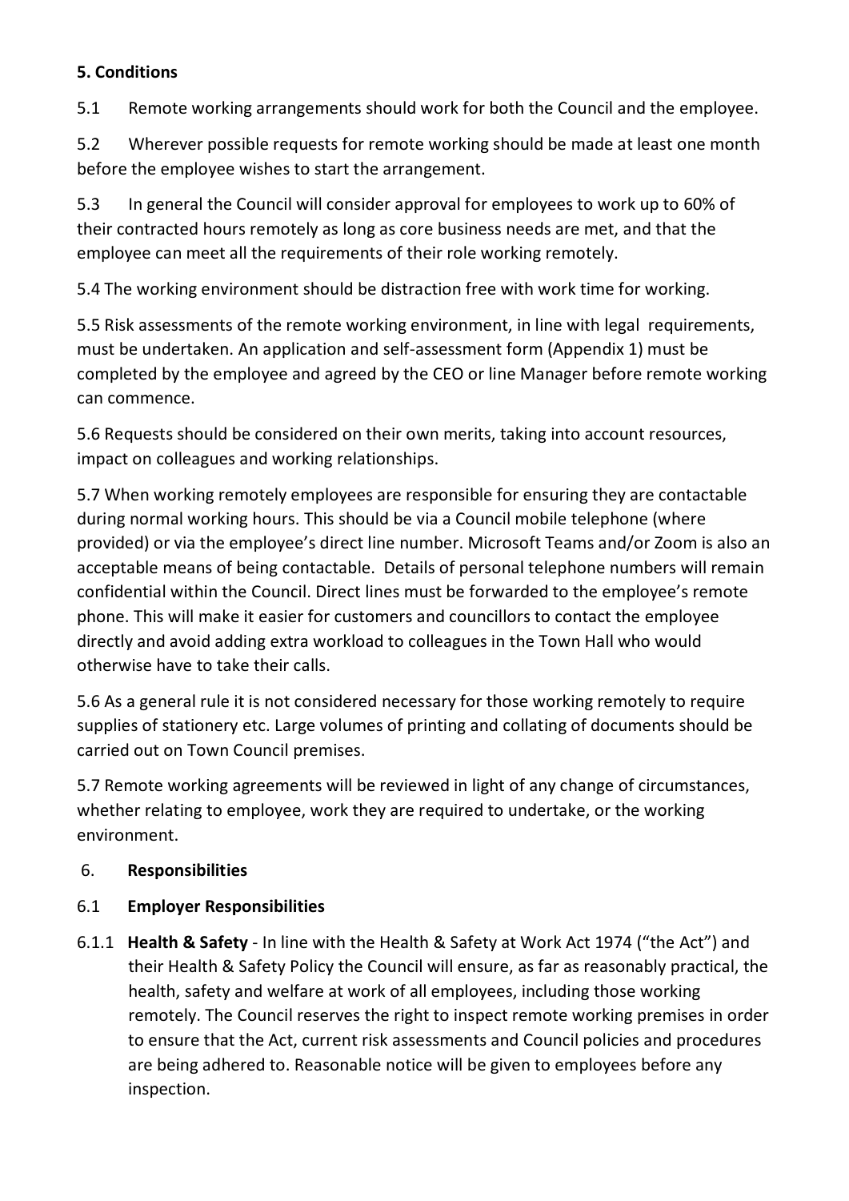**5. Conditions**

5.1 Remote working arrangements should work for both the Council and the employee.

5.2 Wherever possible requests for remote working should be made at least one month before the employee wishes to start the arrangement.

5.3 In general the Council will consider approval for employees to work up to 60% of their contracted hours remotely as long as core business needs are met, and that the employee can meet all the requirements of their role working remotely.

5.4 The working environment should be distraction free with work time for working.

5.5 Risk assessments of the remote working environment, in line with legal requirements, must be undertaken. An application and self-assessment form (Appendix 1) must be completed by the employee and agreed by the CEO or line Manager before remote working can commence.

5.6 Requests should be considered on their own merits, taking into account resources, impact on colleagues and working relationships.

5.7 When working remotely employees are responsible for ensuring they are contactable during normal working hours. This should be via a Council mobile telephone (where provided) or via the employee's direct line number. Microsoft Teams and/or Zoom is also an acceptable means of being contactable. Details of personal telephone numbers will remain confidential within the Council. Direct lines must be forwarded to the employee's remote phone. This will make it easier for customers and councillors to contact the employee directly and avoid adding extra workload to colleagues in the Town Hall who would otherwise have to take their calls.

5.6 As a general rule it is not considered necessary for those working remotely to require supplies of stationery etc. Large volumes of printing and collating of documents should be carried out on Town Council premises.

5.7 Remote working agreements will be reviewed in light of any change of circumstances, whether relating to employee, work they are required to undertake, or the working environment.

6. **Responsibilities**

6.1 **Employer Responsibilities**

6.1.1 **Health & Safety** - In line with the Health & Safety at Work Act 1974 ("the Act") and their Health & Safety Policy the Council will ensure, as far as reasonably practical, the health, safety and welfare at work of all employees, including those working remotely. The Council reserves the right to inspect remote working premises in order to ensure that the Act, current risk assessments and Council policies and procedures are being adhered to. Reasonable notice will be given to employees before any inspection.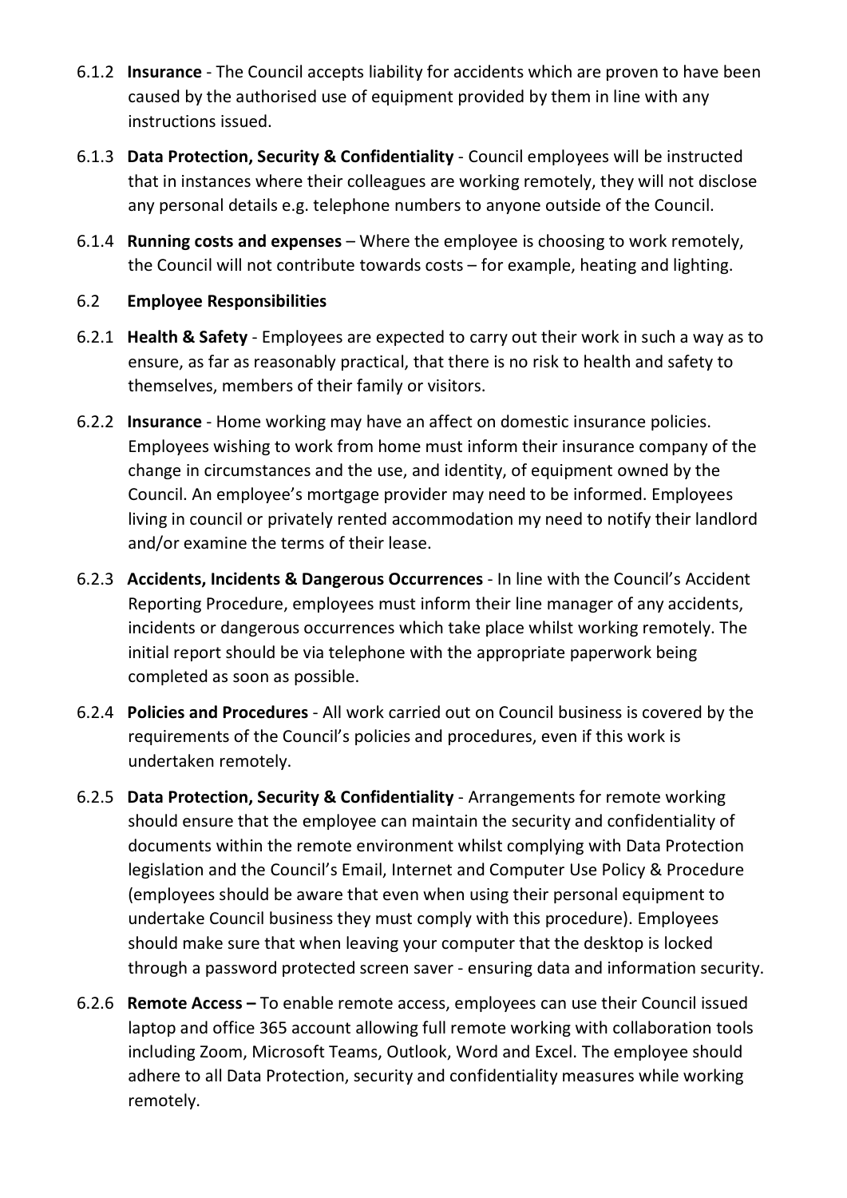6.1.2 **Insurance** - The Council accepts liability for accidents which are proven to have been caused by the authorised use of equipment provided by them in line with any instructions issued.

6.1.3 **Data Protection, Security & Confidentiality** - Council employees will be instructed that in instances where their colleagues are working remotely, they will not disclose any personal details e.g. telephone numbers to anyone outside of the Council.

6.1.4 **Running costs and expenses** – Where the employee is choosing to work remotely, the Council will not contribute towards costs – for example, heating and lighting.

### 6.2 Employee Responsibilities

6.2.1 **Health & Safety** - Employees are expected to carry out their work in such a way as to ensure, as far as reasonably practical, that there is no risk to health and safety to themselves, members of their family or visitors.

6.2.2 **Insurance** - Home working may have an affect on domestic insurance policies. Employees wishing to work from home must inform their insurance company of the change in circumstances and the use, and identity, of equipment owned by the Council. An employee's mortgage provider may need to be informed. Employees living in council or privately rented accommodation my need to notify their landlord and/or examine the terms of their lease.

6.2.3 **Accidents, Incidents & Dangerous Occurrences** - In line with the Council's Accident Reporting Procedure, employees must inform their line manager of any accidents, incidents or dangerous occurrences which take place whilst working remotely. The initial report should be via telephone with the appropriate paperwork being completed as soon as possible.

6.2.4 **Policies and Procedures** - All work carried out on Council business is covered by the requirements of the Council's policies and procedures, even if this work is undertaken remotely.

6.2.5 **Data Protection, Security & Confidentiality** - Arrangements for remote working should ensure that the employee can maintain the security and confidentiality of documents within the remote environment whilst complying with Data Protection legislation and the Council's Email, Internet and Computer Use Policy & Procedure (employees should be aware that even when using their personal equipment to undertake Council business they must comply with this procedure). Employees should make sure that when leaving your computer that the desktop is locked through a password protected screen saver - ensuring data and information security.

6.2.6 **Remote Access –** To enable remote access, employees can use their Council issued laptop and office 365 account allowing full remote working with collaboration tools including Zoom, Microsoft Teams, Outlook, Word and Excel. The employee should adhere to all Data Protection, security and confidentiality measures while working remotely.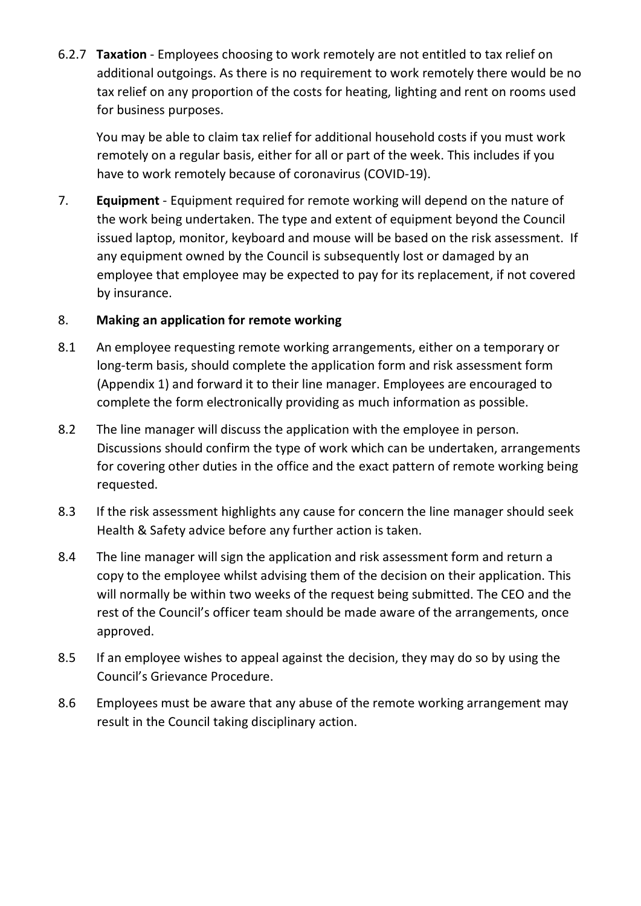6.2.7 **Taxation** - Employees choosing to work remotely are not entitled to tax relief on additional outgoings. As there is no requirement to work remotely there would be no tax relief on any proportion of the costs for heating, lighting and rent on rooms used for business purposes.

You may be able to claim tax relief for additional household costs if you must work remotely on a regular basis, either for all or part of the week. This includes if you have to work remotely because of coronavirus (COVID-19).

7. **Equipment** - Equipment required for remote working will depend on the nature of the work being undertaken. The type and extent of equipment beyond the Council issued laptop, monitor, keyboard and mouse will be based on the risk assessment. If any equipment owned by the Council is subsequently lost or damaged by an employee that employee may be expected to pay for its replacement, if not covered by insurance.

8. **Making an application for remote working**

8.1 An employee requesting remote working arrangements, either on a temporary or long-term basis, should complete the application form and risk assessment form (Appendix 1) and forward it to their line manager. Employees are encouraged to complete the form electronically providing as much information as possible.

8.2 The line manager will discuss the application with the employee in person. Discussions should confirm the type of work which can be undertaken, arrangements for covering other duties in the office and the exact pattern of remote working being requested.

8.3 If the risk assessment highlights any cause for concern the line manager should seek Health & Safety advice before any further action is taken.

8.4 The line manager will sign the application and risk assessment form and return a copy to the employee whilst advising them of the decision on their application. This will normally be within two weeks of the request being submitted. The CEO and the rest of the Council's officer team should be made aware of the arrangements, once approved.

8.5 If an employee wishes to appeal against the decision, they may do so by using the Council's Grievance Procedure.

8.6 Employees must be aware that any abuse of the remote working arrangement may result in the Council taking disciplinary action.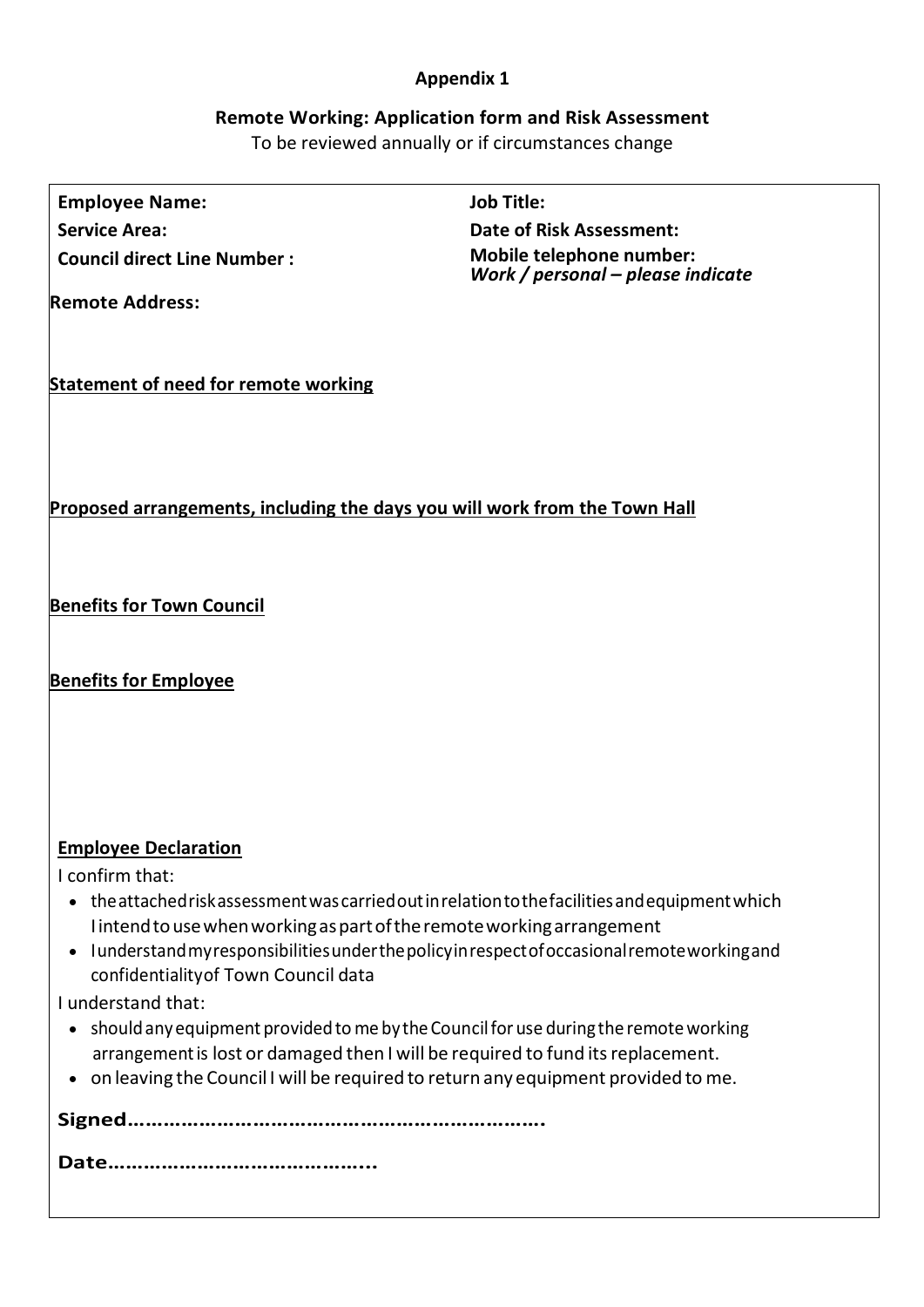**Appendix 1**

**Remote Working: Application form and Risk Assessment**

To be reviewed annually or if circumstances change

| | |
|---|---|
| **Employee Name:** | **Job Title:** |
| **Service Area:** | **Date of Risk Assessment:** |
| **Council direct Line Number :** | **Mobile telephone number:** ***Work / personal – please indicate*** |

**Remote Address:**

**Statement of need for remote working**

**Proposed arrangements, including the days you will work from the Town Hall**

**Benefits for Town Council**

**Benefits for Employee**

**Employee Declaration**

I confirm that:

- the attached risk assessment was carried out in relation to the facilities and equipment which I intend to use when working as part of the remote working arrangement
- I understand my responsibilities under the policy in respect of occasional remote working and confidentiality of Town Council data

I understand that:

- should any equipment provided to me by the Council for use during the remote working arrangement is lost or damaged then I will be required to fund its replacement.
- on leaving the Council I will be required to return any equipment provided to me.

**Signed………………………………………………………….**

**Date……………………………………..**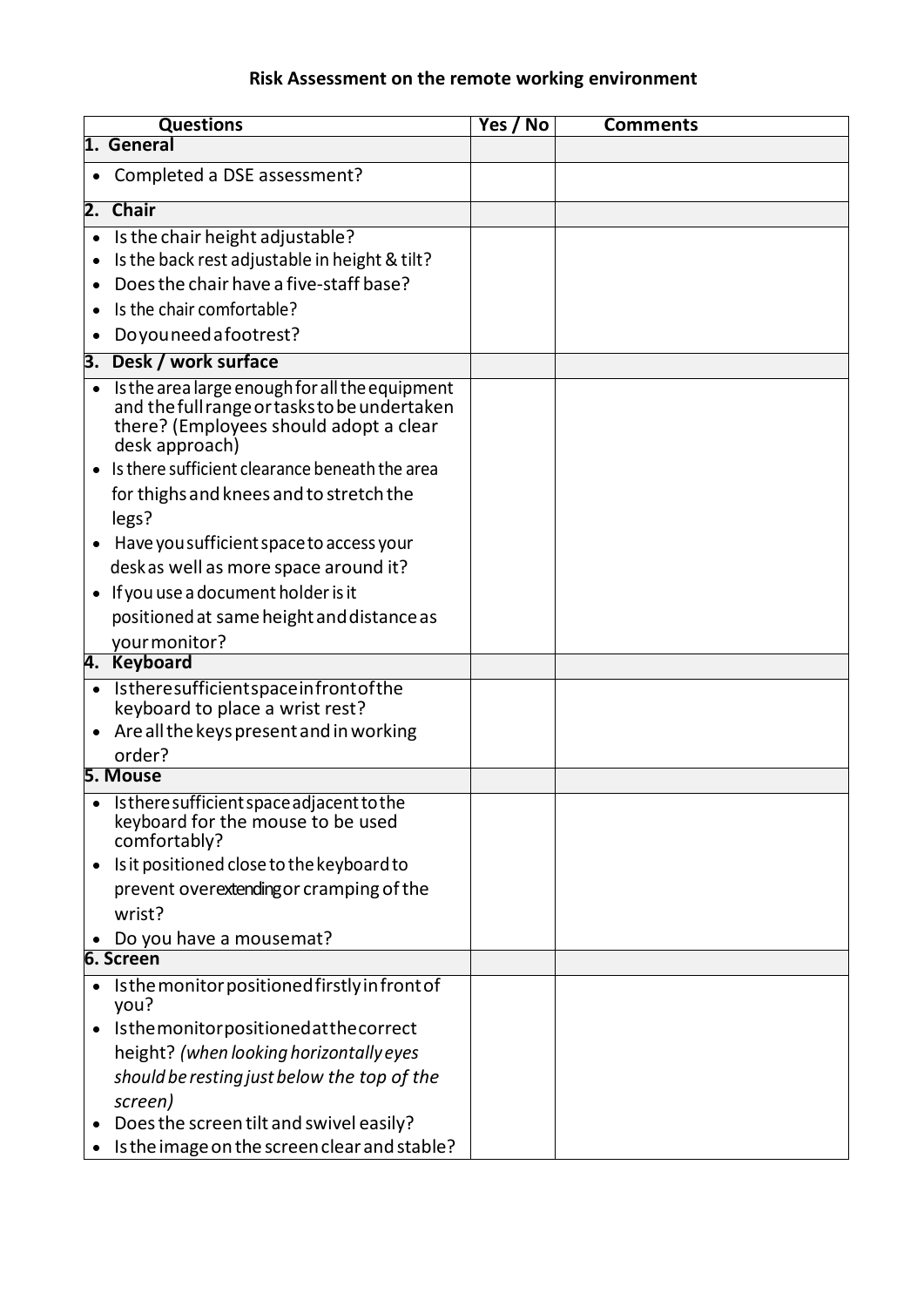**Risk Assessment on the remote working environment**

| Questions | Yes / No | Comments |
|---|---|---|
| **1. General** | | |
| • Completed a DSE assessment? | | |
| **2. Chair** | | |
| • Is the chair height adjustable?<br>• Is the back rest adjustable in height & tilt?<br>• Does the chair have a five-staff base?<br>• Is the chair comfortable?<br>• Do you need a footrest? | | |
| **3. Desk / work surface** | | |
| • Is the area large enough for all the equipment and the full range or tasks to be undertaken there? (Employees should adopt a clear desk approach)<br>• Is there sufficient clearance beneath the area for thighs and knees and to stretch the legs?<br>• Have you sufficient space to access your desk as well as more space around it?<br>• If you use a document holder is it positioned at same height and distance as your monitor? | | |
| **4. Keyboard** | | |
| • Is there sufficient space in front of the keyboard to place a wrist rest?<br>• Are all the keys present and in working order? | | |
| **5. Mouse** | | |
| • Is there sufficient space adjacent to the keyboard for the mouse to be used comfortably?<br>• Is it positioned close to the keyboard to prevent overextending or cramping of the wrist?<br>• Do you have a mousemat? | | |
| **6. Screen** | | |
| • Is the monitor positioned firstly in front of you?<br>• Is the monitor positioned at the correct height? *(when looking horizontally eyes should be resting just below the top of the screen)*<br>• Does the screen tilt and swivel easily?<br>• Is the image on the screen clear and stable? | | |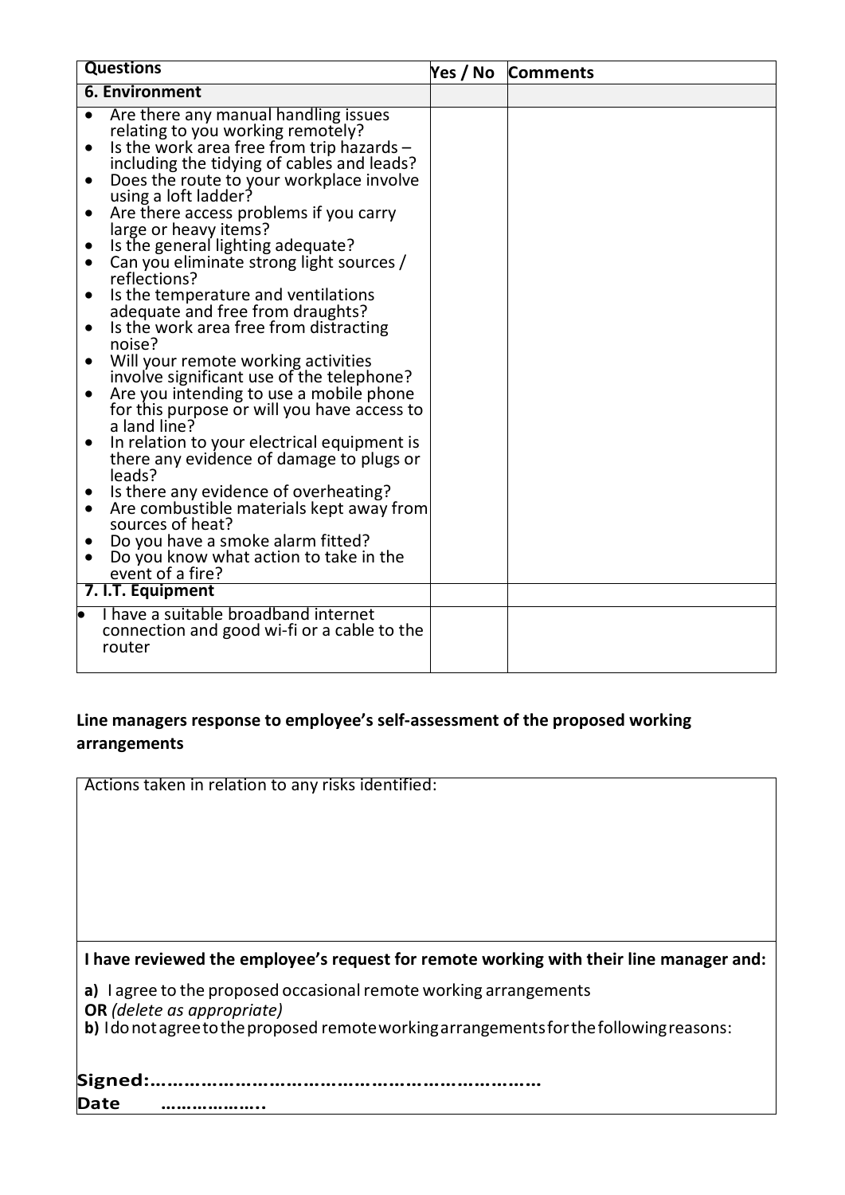| Questions | Yes / No | Comments |
| --- | --- | --- |
| **6. Environment** | | |
| • Are there any manual handling issues relating to you working remotely?<br>• Is the work area free from trip hazards – including the tidying of cables and leads?<br>• Does the route to your workplace involve using a loft ladder?<br>• Are there access problems if you carry large or heavy items?<br>• Is the general lighting adequate?<br>• Can you eliminate strong light sources / reflections?<br>• Is the temperature and ventilations adequate and free from draughts?<br>• Is the work area free from distracting noise?<br>• Will your remote working activities involve significant use of the telephone?<br>• Are you intending to use a mobile phone for this purpose or will you have access to a land line?<br>• In relation to your electrical equipment is there any evidence of damage to plugs or leads?<br>• Is there any evidence of overheating?<br>• Are combustible materials kept away from sources of heat?<br>• Do you have a smoke alarm fitted?<br>• Do you know what action to take in the event of a fire? | | |
| **7. I.T. Equipment** | | |
| • I have a suitable broadband internet connection and good wi-fi or a cable to the router | | |

**Line managers response to employee's self-assessment of the proposed working arrangements**

| Actions taken in relation to any risks identified: |
| --- |
| |
| **I have reviewed the employee's request for remote working with their line manager and:**<br><br>**a)** I agree to the proposed occasional remote working arrangements<br>**OR** *(delete as appropriate)*<br>**b)** I do not agree to the proposed remote working arrangements for the following reasons:<br><br>**Signed:…………………………………………………………**<br>**Date ………………..** |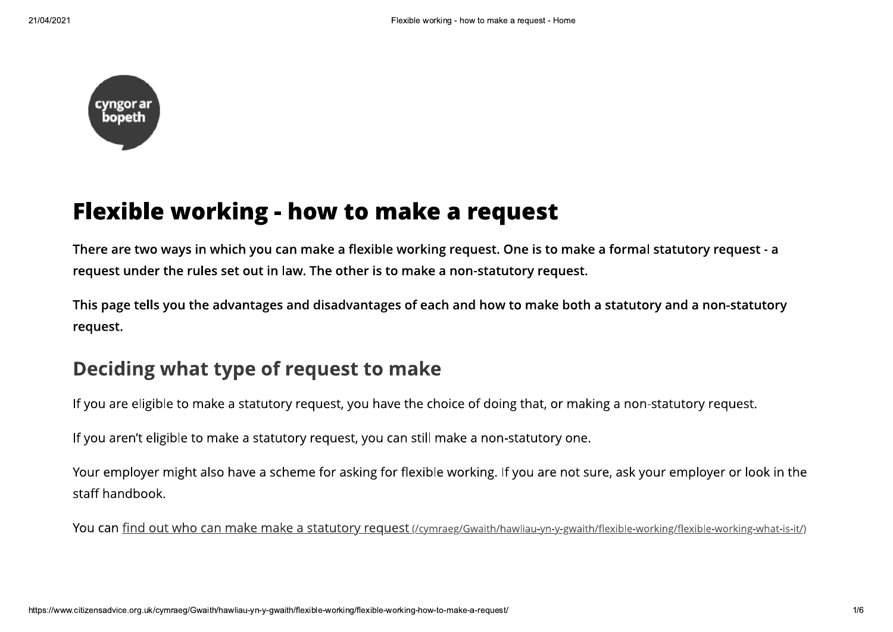# Flexible working - how to make a request

**There are two ways in which you can make a flexible working request. One is to make a formal statutory request - a request under the rules set out in law. The other is to make a non-statutory request.**

**This page tells you the advantages and disadvantages of each and how to make both a statutory and a non-statutory request.**

## Deciding what type of request to make

If you are eligible to make a statutory request, you have the choice of doing that, or making a non-statutory request.

If you aren't eligible to make a statutory request, you can still make a non-statutory one.

Your employer might also have a scheme for asking for flexible working. If you are not sure, ask your employer or look in the staff handbook.

You can find out who can make make a statutory request (/cymraeg/Gwaith/hawliau-yn-y-gwaith/flexible-working/flexible-working-what-is-it/)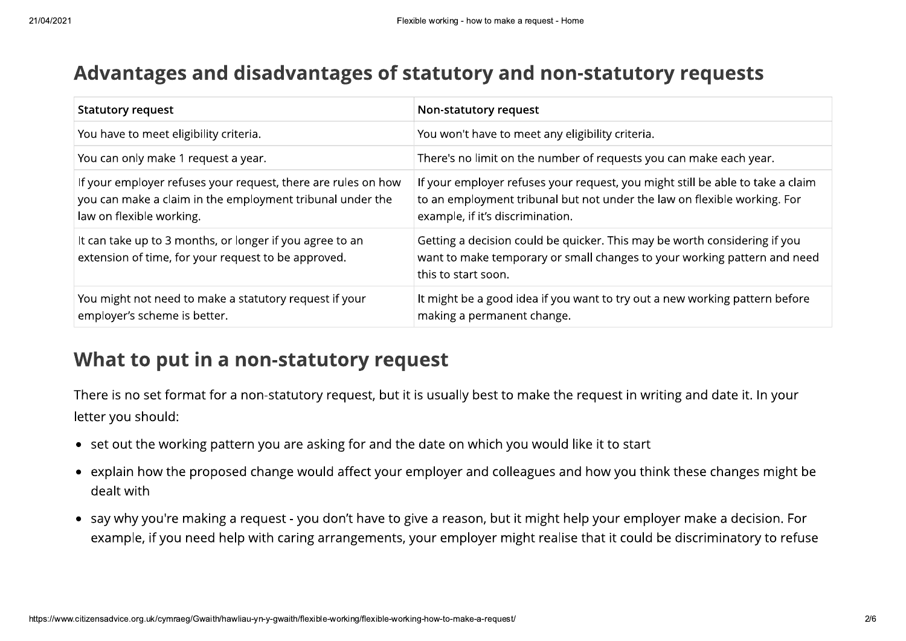## Advantages and disadvantages of statutory and non-statutory requests

| Statutory request | Non-statutory request |
| --- | --- |
| You have to meet eligibility criteria. | You won't have to meet any eligibility criteria. |
| You can only make 1 request a year. | There's no limit on the number of requests you can make each year. |
| If your employer refuses your request, there are rules on how you can make a claim in the employment tribunal under the law on flexible working. | If your employer refuses your request, you might still be able to take a claim to an employment tribunal but not under the law on flexible working. For example, if it's discrimination. |
| It can take up to 3 months, or longer if you agree to an extension of time, for your request to be approved. | Getting a decision could be quicker. This may be worth considering if you want to make temporary or small changes to your working pattern and need this to start soon. |
| You might not need to make a statutory request if your employer's scheme is better. | It might be a good idea if you want to try out a new working pattern before making a permanent change. |

## What to put in a non-statutory request

There is no set format for a non-statutory request, but it is usually best to make the request in writing and date it. In your letter you should:

- set out the working pattern you are asking for and the date on which you would like it to start
- explain how the proposed change would affect your employer and colleagues and how you think these changes might be dealt with
- say why you're making a request - you don't have to give a reason, but it might help your employer make a decision. For example, if you need help with caring arrangements, your employer might realise that it could be discriminatory to refuse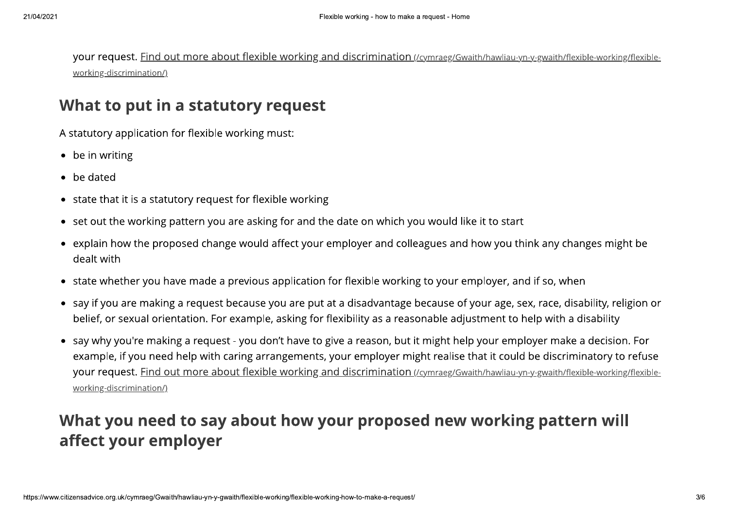your request. [Find out more about flexible working and discrimination (/cymraeg/Gwaith/hawliau-yn-y-gwaith/flexible-working/flexible-working-discrimination/)](/cymraeg/Gwaith/hawliau-yn-y-gwaith/flexible-working/flexible-working-discrimination/)

## What to put in a statutory request

A statutory application for flexible working must:

- be in writing
- be dated
- state that it is a statutory request for flexible working
- set out the working pattern you are asking for and the date on which you would like it to start
- explain how the proposed change would affect your employer and colleagues and how you think any changes might be dealt with
- state whether you have made a previous application for flexible working to your employer, and if so, when
- say if you are making a request because you are put at a disadvantage because of your age, sex, race, disability, religion or belief, or sexual orientation. For example, asking for flexibility as a reasonable adjustment to help with a disability
- say why you're making a request - you don't have to give a reason, but it might help your employer make a decision. For example, if you need help with caring arrangements, your employer might realise that it could be discriminatory to refuse your request. [Find out more about flexible working and discrimination (/cymraeg/Gwaith/hawliau-yn-y-gwaith/flexible-working/flexible-working-discrimination/)](/cymraeg/Gwaith/hawliau-yn-y-gwaith/flexible-working/flexible-working-discrimination/)

## What you need to say about how your proposed new working pattern will affect your employer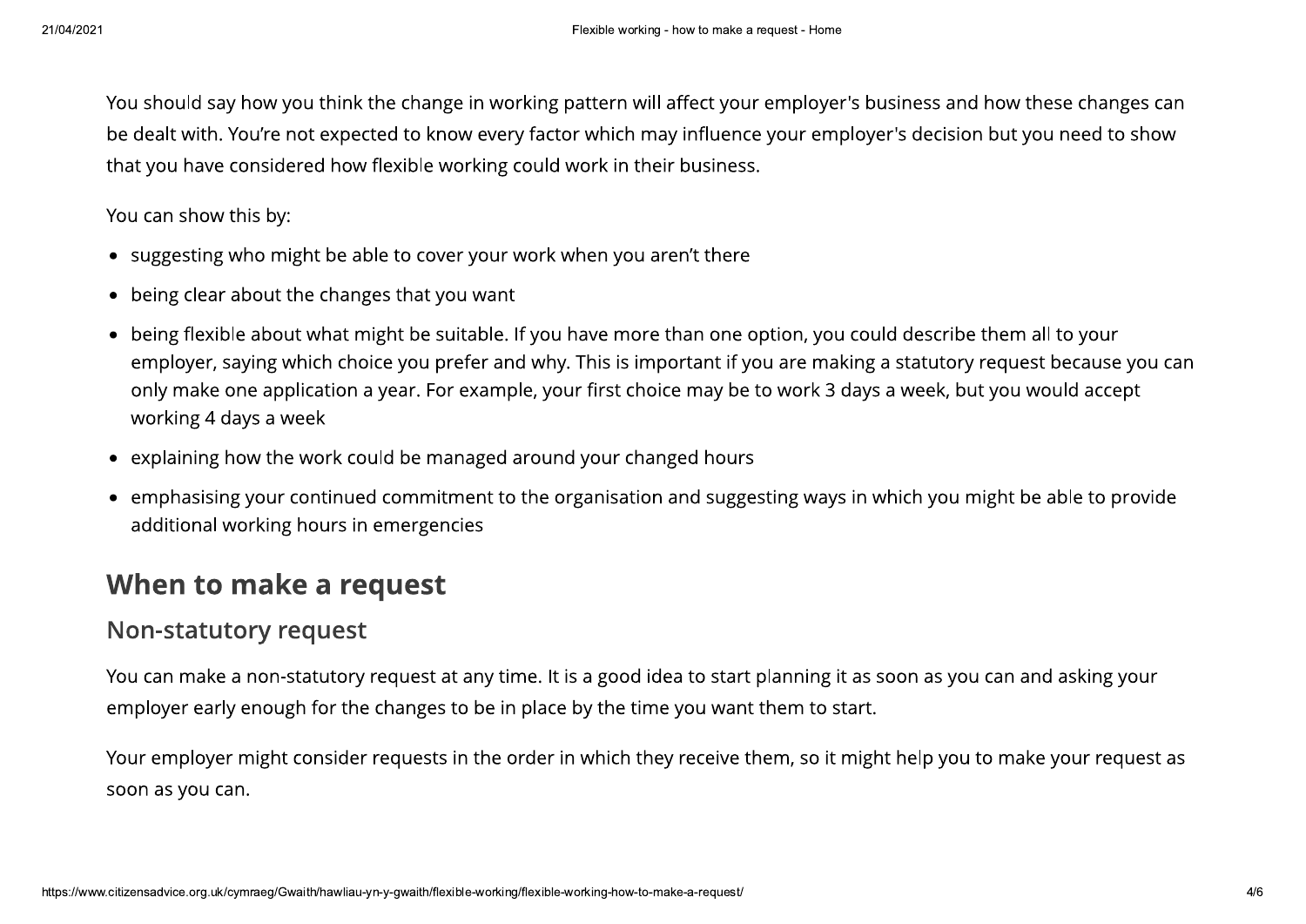You should say how you think the change in working pattern will affect your employer's business and how these changes can be dealt with. You're not expected to know every factor which may influence your employer's decision but you need to show that you have considered how flexible working could work in their business.

You can show this by:

- suggesting who might be able to cover your work when you aren't there
- being clear about the changes that you want
- being flexible about what might be suitable. If you have more than one option, you could describe them all to your employer, saying which choice you prefer and why. This is important if you are making a statutory request because you can only make one application a year. For example, your first choice may be to work 3 days a week, but you would accept working 4 days a week
- explaining how the work could be managed around your changed hours
- emphasising your continued commitment to the organisation and suggesting ways in which you might be able to provide additional working hours in emergencies

## When to make a request

### Non-statutory request

You can make a non-statutory request at any time. It is a good idea to start planning it as soon as you can and asking your employer early enough for the changes to be in place by the time you want them to start.

Your employer might consider requests in the order in which they receive them, so it might help you to make your request as soon as you can.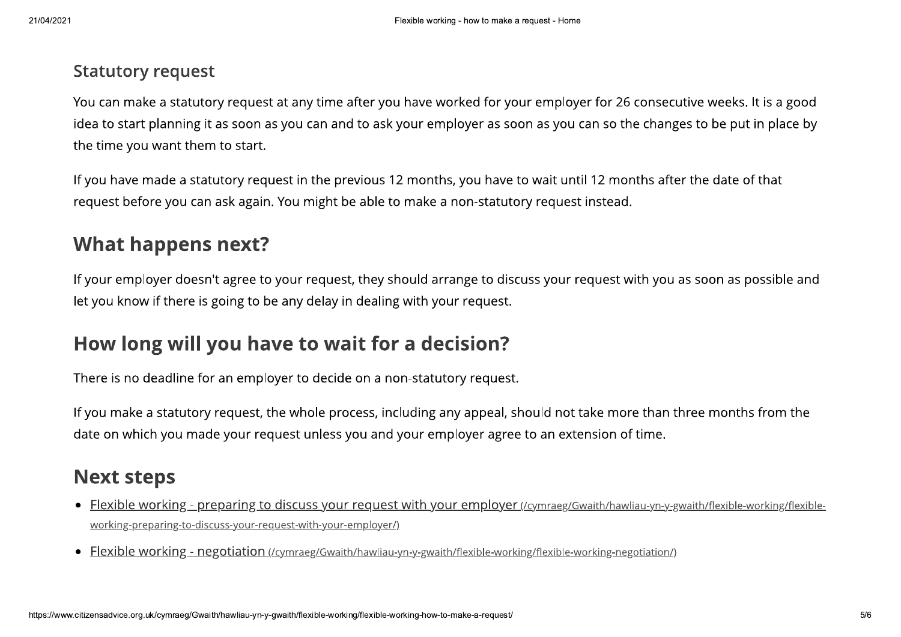### Statutory request

You can make a statutory request at any time after you have worked for your employer for 26 consecutive weeks. It is a good idea to start planning it as soon as you can and to ask your employer as soon as you can so the changes to be put in place by the time you want them to start.

If you have made a statutory request in the previous 12 months, you have to wait until 12 months after the date of that request before you can ask again. You might be able to make a non-statutory request instead.

## What happens next?

If your employer doesn't agree to your request, they should arrange to discuss your request with you as soon as possible and let you know if there is going to be any delay in dealing with your request.

## How long will you have to wait for a decision?

There is no deadline for an employer to decide on a non-statutory request.

If you make a statutory request, the whole process, including any appeal, should not take more than three months from the date on which you made your request unless you and your employer agree to an extension of time.

## Next steps

- Flexible working - preparing to discuss your request with your employer (/cymraeg/Gwaith/hawliau-yn-y-gwaith/flexible-working/flexible-working-preparing-to-discuss-your-request-with-your-employer/)
- Flexible working - negotiation (/cymraeg/Gwaith/hawliau-yn-y-gwaith/flexible-working/flexible-working-negotiation/)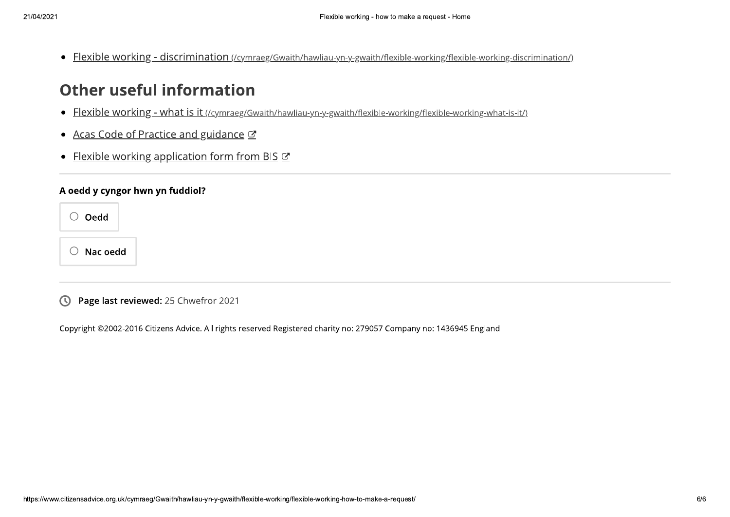- Flexible working - discrimination (/cymraeg/Gwaith/hawliau-yn-y-gwaith/flexible-working/flexible-working-discrimination/)

## Other useful information

- Flexible working - what is it (/cymraeg/Gwaith/hawliau-yn-y-gwaith/flexible-working/flexible-working-what-is-it/)
- Acas Code of Practice and guidance
- Flexible working application form from BIS

**A oedd y cyngor hwn yn fuddiol?**

- Oedd
- Nac oedd

**Page last reviewed:** 25 Chwefror 2021

Copyright ©2002-2016 Citizens Advice. All rights reserved Registered charity no: 279057 Company no: 1436945 England